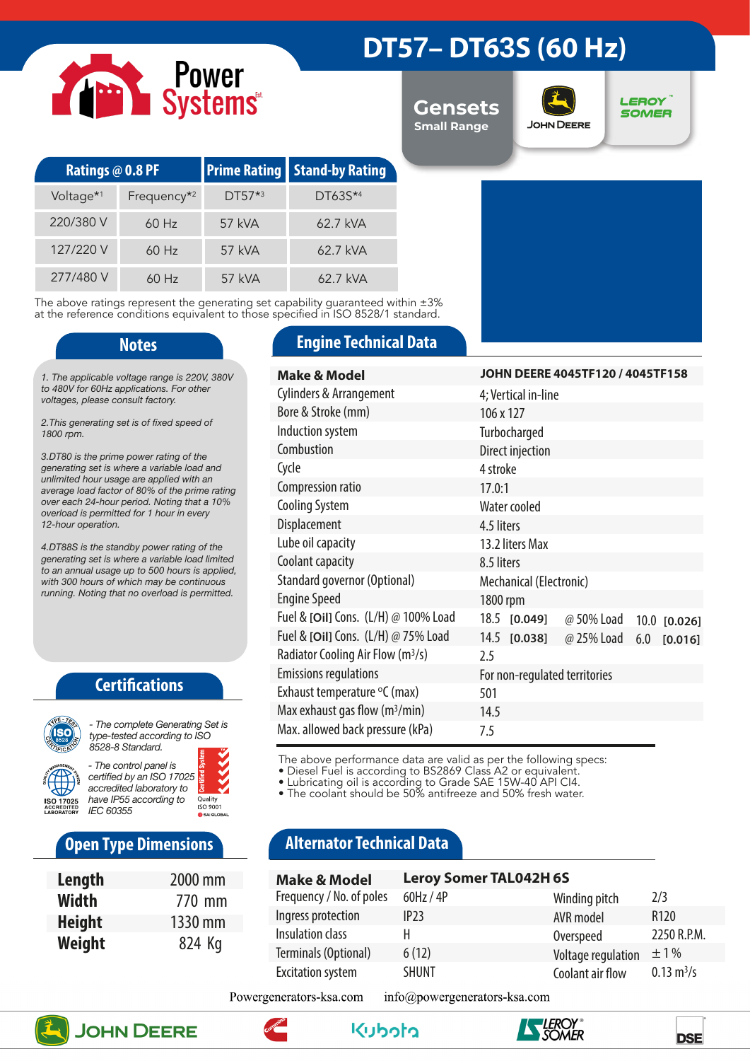# DT57– DT63S (60 Hz)

Power Systems

**Gensets**
Small Range

JOHN DEERE | LEROY SOMER

| Ratings @ 0.8 PF | | Prime Rating | Stand-by Rating |
|---|---|---|---|
| Voltage*1 | Frequency*2 | DT57*3 | DT63S*4 |
| 220/380 V | 60 Hz | 57 kVA | 62.7 kVA |
| 127/220 V | 60 Hz | 57 kVA | 62.7 kVA |
| 277/480 V | 60 Hz | 57 kVA | 62.7 kVA |

The above ratings represent the generating set capability guaranteed within ±3% at the reference conditions equivalent to those specified in ISO 8528/1 standard.

## Notes

*1. The applicable voltage range is 220V, 380V to 480V for 60Hz applications. For other voltages, please consult factory.*

*2.This generating set is of fixed speed of 1800 rpm.*

*3.DT80 is the prime power rating of the generating set is where a variable load and unlimited hour usage are applied with an average load factor of 80% of the prime rating over each 24-hour period. Noting that a 10% overload is permitted for 1 hour in every 12-hour operation.*

*4.DT88S is the standby power rating of the generating set is where a variable load limited to an annual usage up to 500 hours is applied, with 300 hours of which may be continuous running. Noting that no overload is permitted.*

## Certifications

- *The complete Generating Set is type-tested according to ISO 8528-8 Standard.*
- *The control panel is certified by an ISO 17025 accredited laboratory to have IP55 according to IEC 60355*

## Open Type Dimensions

| | |
|---|---|
| **Length** | 2000 mm |
| **Width** | 770 mm |
| **Height** | 1330 mm |
| **Weight** | 824 Kg |

## Engine Technical Data

| | | | |
|---|---|---|---|
| **Make & Model** | **JOHN DEERE 4045TF120 / 4045TF158** | | |
| Cylinders & Arrangement | 4; Vertical in-line | | |
| Bore & Stroke (mm) | 106 x 127 | | |
| Induction system | Turbocharged | | |
| Combustion | Direct injection | | |
| Cycle | 4 stroke | | |
| Compression ratio | 17.0:1 | | |
| Cooling System | Water cooled | | |
| Displacement | 4.5 liters | | |
| Lube oil capacity | 13.2 liters Max | | |
| Coolant capacity | 8.5 liters | | |
| Standard governor (Optional) | Mechanical (Electronic) | | |
| Engine Speed | 1800 rpm | | |
| Fuel & [Oil] Cons. (L/H) @ 100% Load | 18.5 [0.049] | @ 50% Load | 10.0 [0.026] |
| Fuel & [Oil] Cons. (L/H) @ 75% Load | 14.5 [0.038] | @ 25% Load | 6.0 [0.016] |
| Radiator Cooling Air Flow ($m^3/s$) | 2.5 | | |
| Emissions regulations | For non-regulated territories | | |
| Exhaust temperature °C (max) | 501 | | |
| Max exhaust gas flow ($m^3/min$) | 14.5 | | |
| Max. allowed back pressure (kPa) | 7.5 | | |

The above performance data are valid as per the following specs:
- Diesel Fuel is according to BS2869 Class A2 or equivalent.
- Lubricating oil is according to Grade SAE 15W-40 API CI4.
- The coolant should be 50% antifreeze and 50% fresh water.

## Alternator Technical Data

| | | | |
|---|---|---|---|
| **Make & Model** | **Leroy Somer TAL042H 6S** | | |
| Frequency / No. of poles | 60Hz / 4P | Winding pitch | 2/3 |
| Ingress protection | IP23 | AVR model | R120 |
| Insulation class | H | Overspeed | 2250 R.P.M. |
| Terminals (Optional) | 6 (12) | Voltage regulation | ± 1 % |
| Excitation system | SHUNT | Coolant air flow | 0.13 $m^3/s$ |

Powergenerators-ksa.com info@powergenerators-ksa.com

JOHN DEERE | Cummins | Kubota | LEROY SOMER | DSE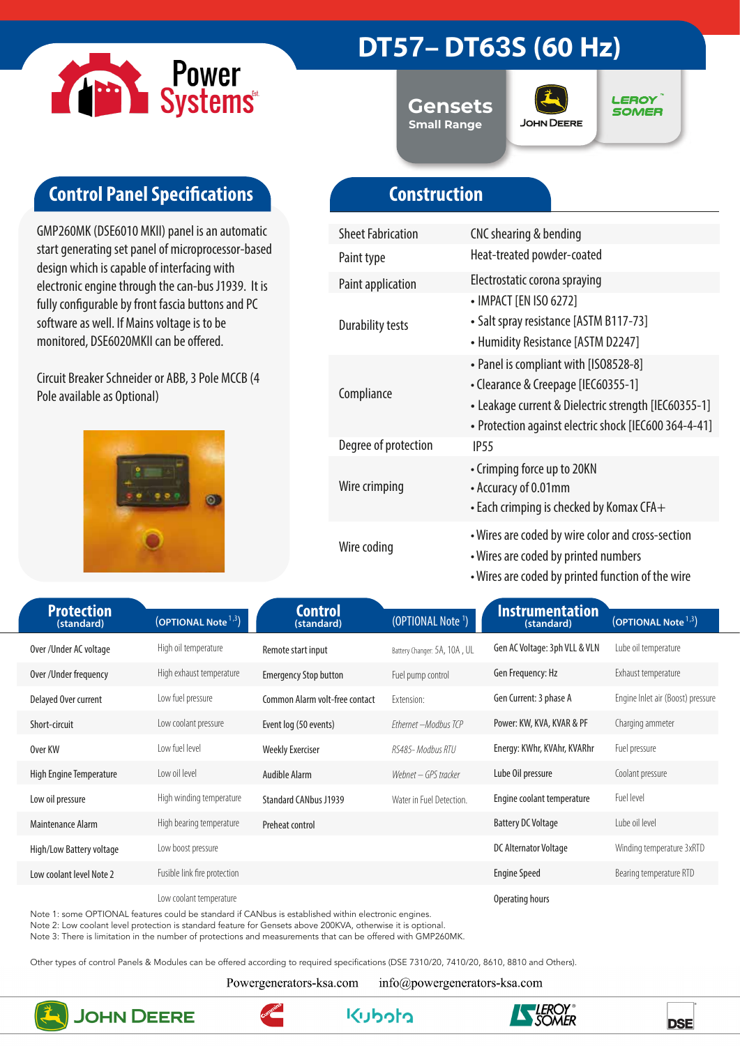# DT57– DT63S (60 Hz)

Gensets
Small Range

## Control Panel Specifications

GMP260MK (DSE6010 MKII) panel is an automatic start generating set panel of microprocessor-based design which is capable of interfacing with electronic engine through the can-bus J1939. It is fully configurable by front fascia buttons and PC software as well. If Mains voltage is to be monitored, DSE6020MKII can be offered.

Circuit Breaker Schneider or ABB, 3 Pole MCCB (4 Pole available as Optional)

## Construction

| | |
|---|---|
| Sheet Fabrication | CNC shearing & bending |
| Paint type | Heat-treated powder-coated |
| Paint application | Electrostatic corona spraying |
| Durability tests | • IMPACT [EN ISO 6272]<br>• Salt spray resistance [ASTM B117-73]<br>• Humidity Resistance [ASTM D2247] |
| Compliance | • Panel is compliant with [IS08528-8]<br>• Clearance & Creepage [IEC60355-1]<br>• Leakage current & Dielectric strength [IEC60355-1]<br>• Protection against electric shock [IEC600 364-4-41] |
| Degree of protection | IP55 |
| Wire crimping | • Crimping force up to 20KN<br>• Accuracy of 0.01mm<br>• Each crimping is checked by Komax CFA+ |
| Wire coding | • Wires are coded by wire color and cross-section<br>• Wires are coded by printed numbers<br>• Wires are coded by printed function of the wire |

| Protection (standard) | (OPTIONAL Note [1,3]) | Control (standard) | (OPTIONAL Note [1]) | Instrumentation (standard) | (OPTIONAL Note [1,3]) |
|---|---|---|---|---|---|
| Over /Under AC voltage | High oil temperature | Remote start input | Battery Changer: 5A, 10A , UL | Gen AC Voltage: 3ph VLL & VLN | Lube oil temperature |
| Over /Under frequency | High exhaust temperature | Emergency Stop button | Fuel pump control | Gen Frequency: Hz | Exhaust temperature |
| Delayed Over current | Low fuel pressure | Common Alarm volt-free contact | Extension: | Gen Current: 3 phase A | Engine Inlet air (Boost) pressure |
| Short-circuit | Low coolant pressure | Event log (50 events) | *Ethernet –Modbus TCP* | Power: KW, KVA, KVAR & PF | Charging ammeter |
| Over KW | Low fuel level | Weekly Exerciser | *RS485- Modbus RTU* | Energy: KWhr, KVAhr, KVARhr | Fuel pressure |
| High Engine Temperature | Low oil level | Audible Alarm | *Webnet – GPS tracker* | Lube Oil pressure | Coolant pressure |
| Low oil pressure | High winding temperature | Standard CANbus J1939 | Water in Fuel Detection. | Engine coolant temperature | Fuel level |
| Maintenance Alarm | High bearing temperature | Preheat control | | Battery DC Voltage | Lube oil level |
| High/Low Battery voltage | Low boost pressure | | | DC Alternator Voltage | Winding temperature 3xRTD |
| Low coolant level Note 2 | Fusible link fire protection | | | Engine Speed | Bearing temperature RTD |
| | Low coolant temperature | | | Operating hours | |

Note 1: some OPTIONAL features could be standard if CANbus is established within electronic engines.
Note 2: Low coolant level protection is standard feature for Gensets above 200KVA, otherwise it is optional.
Note 3: There is limitation in the number of protections and measurements that can be offered with GMP260MK.

Other types of control Panels & Modules can be offered according to required specifications (DSE 7310/20, 7410/20, 8610, 8810 and Others).

Powergenerators-ksa.com info@powergenerators-ksa.com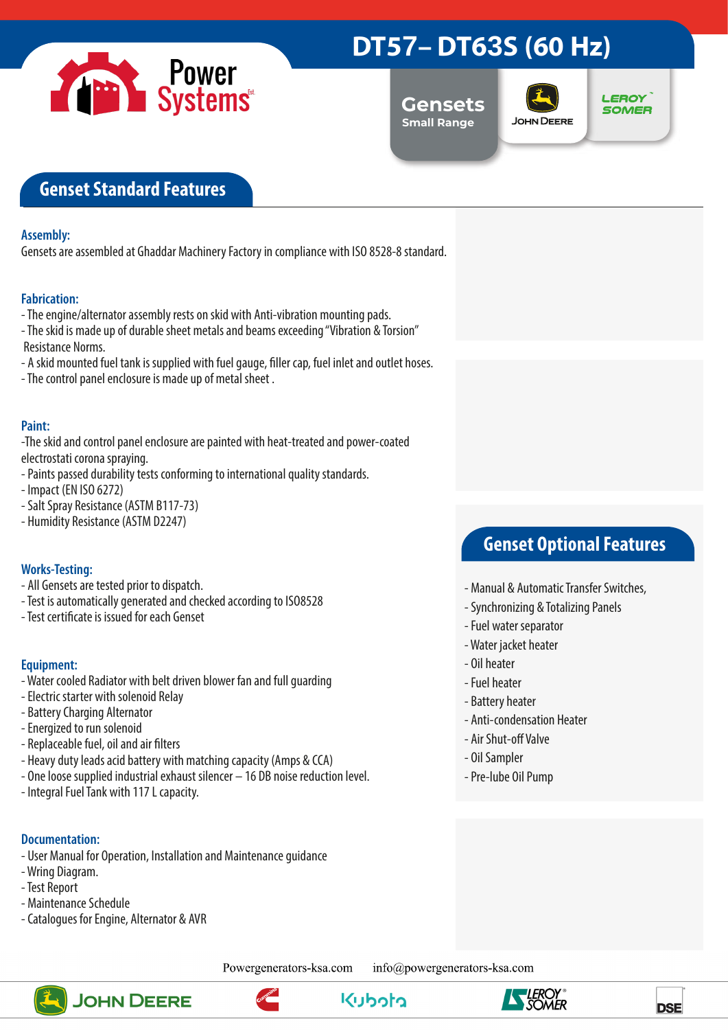# DT57– DT63S (60 Hz)

Gensets
Small Range

## Genset Standard Features

**Assembly:**
Gensets are assembled at Ghaddar Machinery Factory in compliance with ISO 8528-8 standard.

**Fabrication:**
- The engine/alternator assembly rests on skid with Anti-vibration mounting pads.
- The skid is made up of durable sheet metals and beams exceeding "Vibration & Torsion" Resistance Norms.
- A skid mounted fuel tank is supplied with fuel gauge, filler cap, fuel inlet and outlet hoses.
- The control panel enclosure is made up of metal sheet .

**Paint:**
-The skid and control panel enclosure are painted with heat-treated and power-coated electrostati corona spraying.
- Paints passed durability tests conforming to international quality standards.
- Impact (EN ISO 6272)
- Salt Spray Resistance (ASTM B117-73)
- Humidity Resistance (ASTM D2247)

**Works-Testing:**
- All Gensets are tested prior to dispatch.
- Test is automatically generated and checked according to IS08528
- Test certificate is issued for each Genset

**Equipment:**
- Water cooled Radiator with belt driven blower fan and full guarding
- Electric starter with solenoid Relay
- Battery Charging Alternator
- Energized to run solenoid
- Replaceable fuel, oil and air filters
- Heavy duty leads acid battery with matching capacity (Amps & CCA)
- One loose supplied industrial exhaust silencer – 16 DB noise reduction level.
- Integral Fuel Tank with 117 L capacity.

**Documentation:**
- User Manual for Operation, Installation and Maintenance guidance
- Wring Diagram.
- Test Report
- Maintenance Schedule
- Catalogues for Engine, Alternator & AVR

## Genset Optional Features

- Manual & Automatic Transfer Switches,
- Synchronizing & Totalizing Panels
- Fuel water separator
- Water jacket heater
- Oil heater
- Fuel heater
- Battery heater
- Anti-condensation Heater
- Air Shut-off Valve
- Oil Sampler
- Pre-lube Oil Pump

Powergenerators-ksa.com info@powergenerators-ksa.com